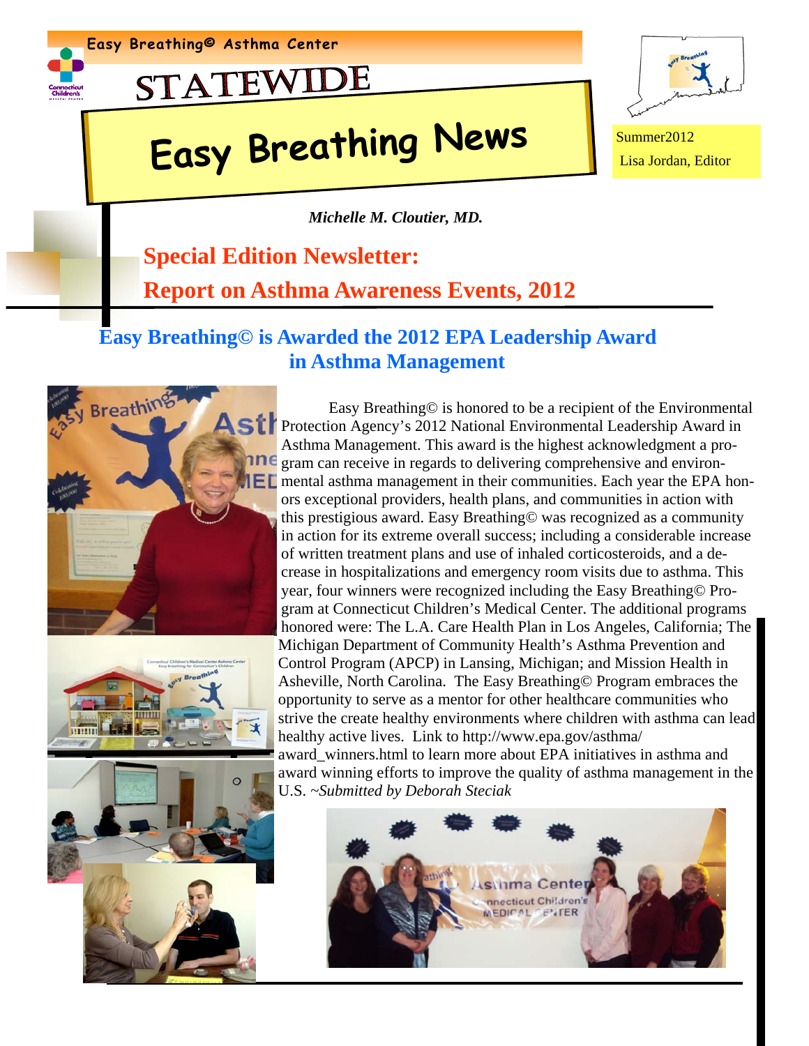Easy Breathing© Asthma Center

STATEWIDE

# Easy Breathing News

Summer2012
Lisa Jordan, Editor

***Michelle M. Cloutier, MD.***

## Special Edition Newsletter:
## Report on Asthma Awareness Events, 2012

## Easy Breathing© is Awarded the 2012 EPA Leadership Award in Asthma Management

Easy Breathing© is honored to be a recipient of the Environmental Protection Agency's 2012 National Environmental Leadership Award in Asthma Management. This award is the highest acknowledgment a program can receive in regards to delivering comprehensive and environmental asthma management in their communities. Each year the EPA honors exceptional providers, health plans, and communities in action with this prestigious award. Easy Breathing© was recognized as a community in action for its extreme overall success; including a considerable increase of written treatment plans and use of inhaled corticosteroids, and a decrease in hospitalizations and emergency room visits due to asthma. This year, four winners were recognized including the Easy Breathing© Program at Connecticut Children's Medical Center. The additional programs honored were: The L.A. Care Health Plan in Los Angeles, California; The Michigan Department of Community Health's Asthma Prevention and Control Program (APCP) in Lansing, Michigan; and Mission Health in Asheville, North Carolina. The Easy Breathing© Program embraces the opportunity to serve as a mentor for other healthcare communities who strive the create healthy environments where children with asthma can lead healthy active lives. Link to http://www.epa.gov/asthma/award_winners.html to learn more about EPA initiatives in asthma and award winning efforts to improve the quality of asthma management in the U.S. ~*Submitted by Deborah Steciak*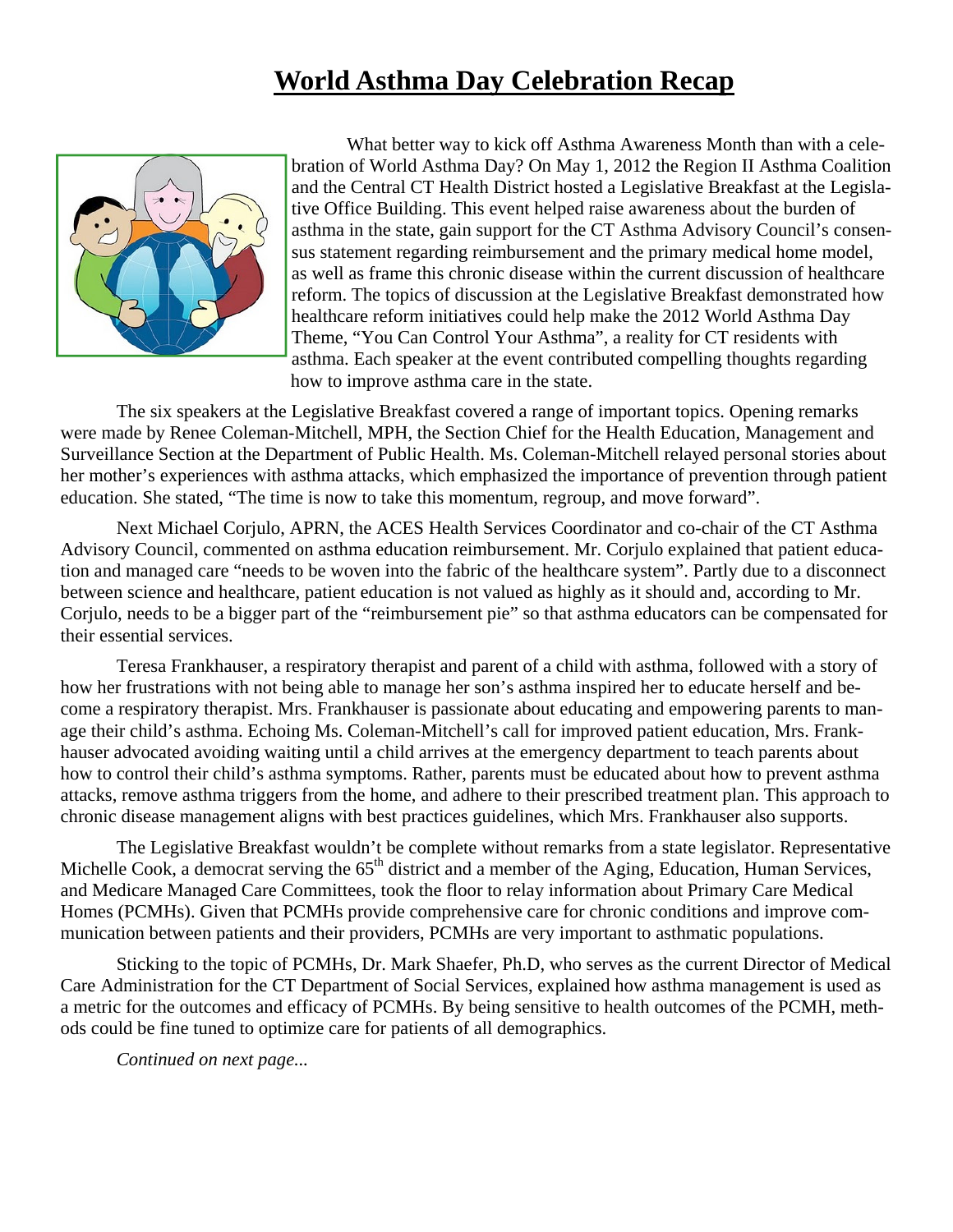# World Asthma Day Celebration Recap

What better way to kick off Asthma Awareness Month than with a celebration of World Asthma Day? On May 1, 2012 the Region II Asthma Coalition and the Central CT Health District hosted a Legislative Breakfast at the Legislative Office Building. This event helped raise awareness about the burden of asthma in the state, gain support for the CT Asthma Advisory Council's consensus statement regarding reimbursement and the primary medical home model, as well as frame this chronic disease within the current discussion of healthcare reform. The topics of discussion at the Legislative Breakfast demonstrated how healthcare reform initiatives could help make the 2012 World Asthma Day Theme, "You Can Control Your Asthma", a reality for CT residents with asthma. Each speaker at the event contributed compelling thoughts regarding how to improve asthma care in the state.

The six speakers at the Legislative Breakfast covered a range of important topics. Opening remarks were made by Renee Coleman-Mitchell, MPH, the Section Chief for the Health Education, Management and Surveillance Section at the Department of Public Health. Ms. Coleman-Mitchell relayed personal stories about her mother's experiences with asthma attacks, which emphasized the importance of prevention through patient education. She stated, "The time is now to take this momentum, regroup, and move forward".

Next Michael Corjulo, APRN, the ACES Health Services Coordinator and co-chair of the CT Asthma Advisory Council, commented on asthma education reimbursement. Mr. Corjulo explained that patient education and managed care "needs to be woven into the fabric of the healthcare system". Partly due to a disconnect between science and healthcare, patient education is not valued as highly as it should and, according to Mr. Corjulo, needs to be a bigger part of the "reimbursement pie" so that asthma educators can be compensated for their essential services.

Teresa Frankhauser, a respiratory therapist and parent of a child with asthma, followed with a story of how her frustrations with not being able to manage her son's asthma inspired her to educate herself and become a respiratory therapist. Mrs. Frankhauser is passionate about educating and empowering parents to manage their child's asthma. Echoing Ms. Coleman-Mitchell's call for improved patient education, Mrs. Frankhauser advocated avoiding waiting until a child arrives at the emergency department to teach parents about how to control their child's asthma symptoms. Rather, parents must be educated about how to prevent asthma attacks, remove asthma triggers from the home, and adhere to their prescribed treatment plan. This approach to chronic disease management aligns with best practices guidelines, which Mrs. Frankhauser also supports.

The Legislative Breakfast wouldn't be complete without remarks from a state legislator. Representative Michelle Cook, a democrat serving the 65th district and a member of the Aging, Education, Human Services, and Medicare Managed Care Committees, took the floor to relay information about Primary Care Medical Homes (PCMHs). Given that PCMHs provide comprehensive care for chronic conditions and improve communication between patients and their providers, PCMHs are very important to asthmatic populations.

Sticking to the topic of PCMHs, Dr. Mark Shaefer, Ph.D, who serves as the current Director of Medical Care Administration for the CT Department of Social Services, explained how asthma management is used as a metric for the outcomes and efficacy of PCMHs. By being sensitive to health outcomes of the PCMH, methods could be fine tuned to optimize care for patients of all demographics.

*Continued on next page...*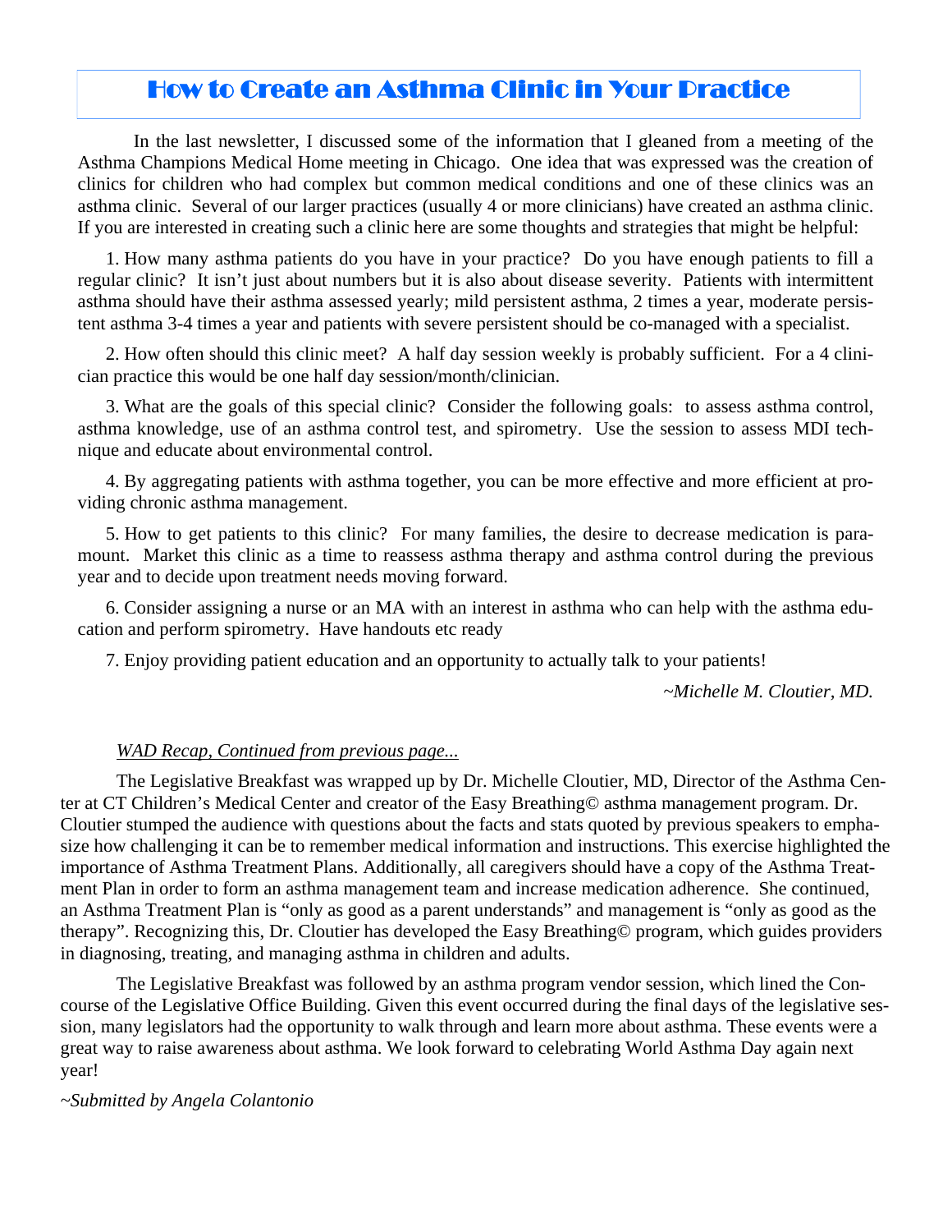# How to Create an Asthma Clinic in Your Practice

In the last newsletter, I discussed some of the information that I gleaned from a meeting of the Asthma Champions Medical Home meeting in Chicago. One idea that was expressed was the creation of clinics for children who had complex but common medical conditions and one of these clinics was an asthma clinic. Several of our larger practices (usually 4 or more clinicians) have created an asthma clinic. If you are interested in creating such a clinic here are some thoughts and strategies that might be helpful:

1. How many asthma patients do you have in your practice? Do you have enough patients to fill a regular clinic? It isn't just about numbers but it is also about disease severity. Patients with intermittent asthma should have their asthma assessed yearly; mild persistent asthma, 2 times a year, moderate persistent asthma 3-4 times a year and patients with severe persistent should be co-managed with a specialist.

2. How often should this clinic meet? A half day session weekly is probably sufficient. For a 4 clinician practice this would be one half day session/month/clinician.

3. What are the goals of this special clinic? Consider the following goals: to assess asthma control, asthma knowledge, use of an asthma control test, and spirometry. Use the session to assess MDI technique and educate about environmental control.

4. By aggregating patients with asthma together, you can be more effective and more efficient at providing chronic asthma management.

5. How to get patients to this clinic? For many families, the desire to decrease medication is paramount. Market this clinic as a time to reassess asthma therapy and asthma control during the previous year and to decide upon treatment needs moving forward.

6. Consider assigning a nurse or an MA with an interest in asthma who can help with the asthma education and perform spirometry. Have handouts etc ready

7. Enjoy providing patient education and an opportunity to actually talk to your patients!

*~Michelle M. Cloutier, MD.*

*WAD Recap, Continued from previous page...*

The Legislative Breakfast was wrapped up by Dr. Michelle Cloutier, MD, Director of the Asthma Center at CT Children's Medical Center and creator of the Easy Breathing© asthma management program. Dr. Cloutier stumped the audience with questions about the facts and stats quoted by previous speakers to emphasize how challenging it can be to remember medical information and instructions. This exercise highlighted the importance of Asthma Treatment Plans. Additionally, all caregivers should have a copy of the Asthma Treatment Plan in order to form an asthma management team and increase medication adherence. She continued, an Asthma Treatment Plan is "only as good as a parent understands" and management is "only as good as the therapy". Recognizing this, Dr. Cloutier has developed the Easy Breathing© program, which guides providers in diagnosing, treating, and managing asthma in children and adults.

The Legislative Breakfast was followed by an asthma program vendor session, which lined the Concourse of the Legislative Office Building. Given this event occurred during the final days of the legislative session, many legislators had the opportunity to walk through and learn more about asthma. These events were a great way to raise awareness about asthma. We look forward to celebrating World Asthma Day again next year!

*~Submitted by Angela Colantonio*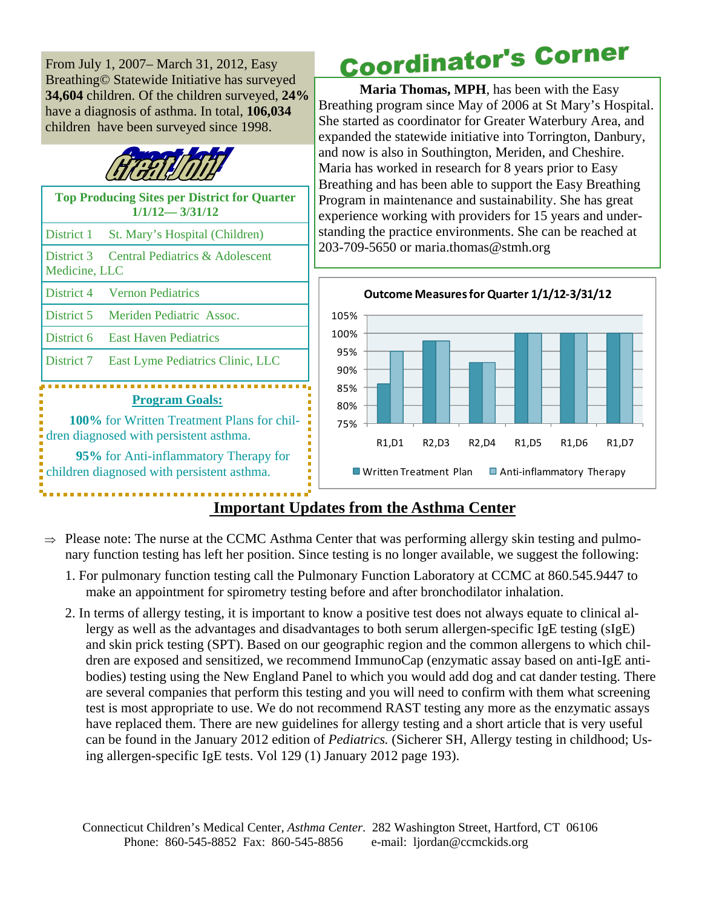From July 1, 2007– March 31, 2012, Easy Breathing© Statewide Initiative has surveyed **34,604** children. Of the children surveyed, **24%** have a diagnosis of asthma. In total, **106,034** children have been surveyed since 1998.

Great Job!

| Top Producing Sites per District for Quarter 1/1/12— 3/31/12 | |
|---|---|
| District 1 | St. Mary's Hospital (Children) |
| District 3 | Central Pediatrics & Adolescent Medicine, LLC |
| District 4 | Vernon Pediatrics |
| District 5 | Meriden Pediatric Assoc. |
| District 6 | East Haven Pediatrics |
| District 7 | East Lyme Pediatrics Clinic, LLC |

**Program Goals:**

**100%** for Written Treatment Plans for children diagnosed with persistent asthma.

**95%** for Anti-inflammatory Therapy for children diagnosed with persistent asthma.

# Coordinator's Corner

**Maria Thomas, MPH**, has been with the Easy Breathing program since May of 2006 at St Mary's Hospital. She started as coordinator for Greater Waterbury Area, and expanded the statewide initiative into Torrington, Danbury, and now is also in Southington, Meriden, and Cheshire. Maria has worked in research for 8 years prior to Easy Breathing and has been able to support the Easy Breathing Program in maintenance and sustainability. She has great experience working with providers for 15 years and understanding the practice environments. She can be reached at 203-709-5650 or maria.thomas@stmh.org

Outcome Measures for Quarter 1/1/12-3/31/12

105%
100%
95%
90%
85%
80%
75%

R1,D1 R2,D3 R2,D4 R1,D5 R1,D6 R1,D7

Written Treatment Plan
Anti-inflammatory Therapy

## Important Updates from the Asthma Center

⇒ Please note: The nurse at the CCMC Asthma Center that was performing allergy skin testing and pulmonary function testing has left her position. Since testing is no longer available, we suggest the following:

1. For pulmonary function testing call the Pulmonary Function Laboratory at CCMC at 860.545.9447 to make an appointment for spirometry testing before and after bronchodilator inhalation.
2. In terms of allergy testing, it is important to know a positive test does not always equate to clinical allergy as well as the advantages and disadvantages to both serum allergen-specific IgE testing (sIgE) and skin prick testing (SPT). Based on our geographic region and the common allergens to which children are exposed and sensitized, we recommend ImmunoCap (enzymatic assay based on anti-IgE antibodies) testing using the New England Panel to which you would add dog and cat dander testing. There are several companies that perform this testing and you will need to confirm with them what screening test is most appropriate to use. We do not recommend RAST testing any more as the enzymatic assays have replaced them. There are new guidelines for allergy testing and a short article that is very useful can be found in the January 2012 edition of *Pediatrics.* (Sicherer SH, Allergy testing in childhood; Using allergen-specific IgE tests. Vol 129 (1) January 2012 page 193).

Connecticut Children's Medical Center, *Asthma Center*. 282 Washington Street, Hartford, CT 06106
Phone: 860-545-8852 Fax: 860-545-8856 e-mail: ljordan@ccmckids.org